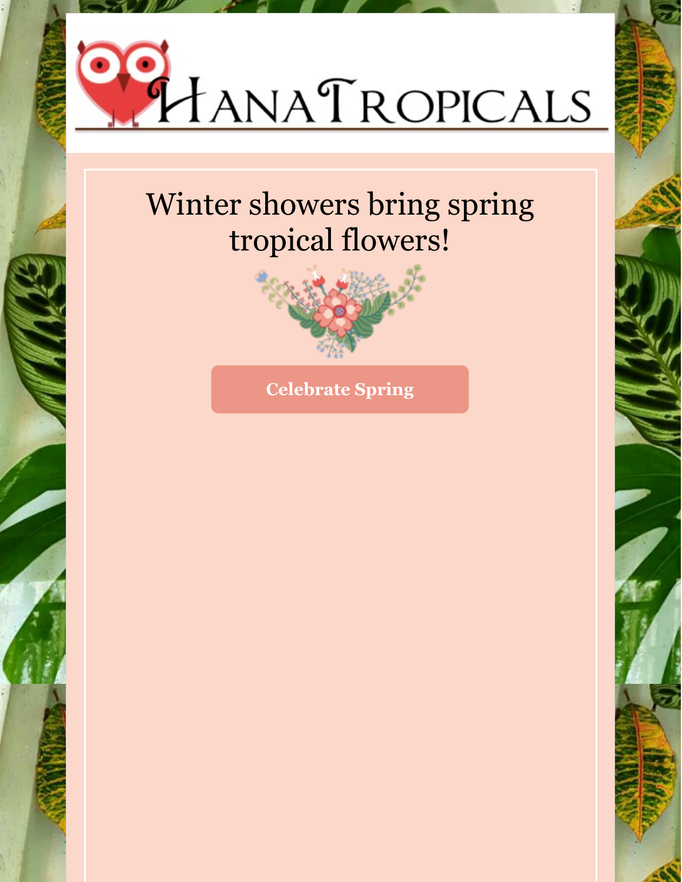HANA TROPICALS

# Winter showers bring spring tropical flowers!

**Celebrate Spring**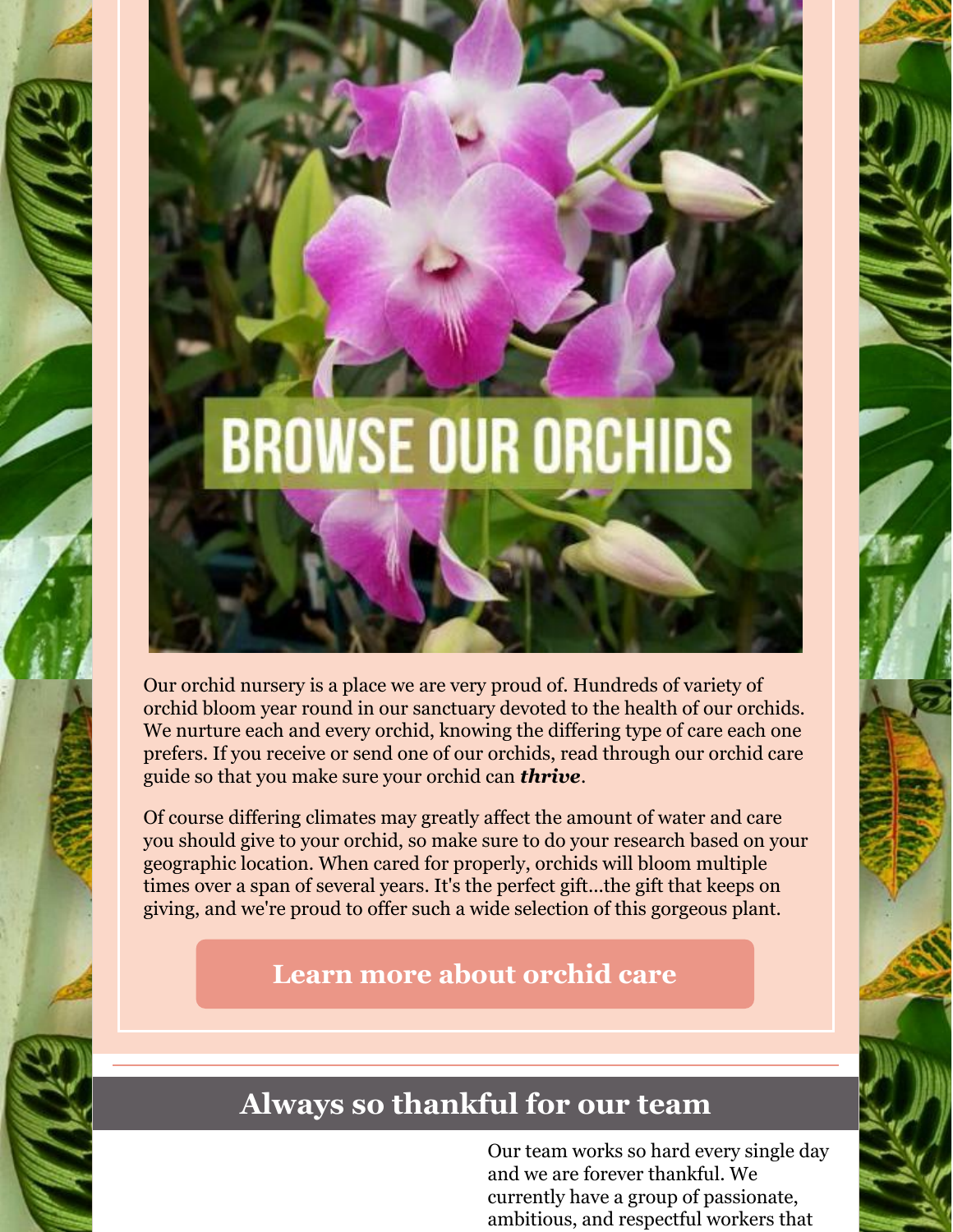BROWSE OUR ORCHIDS

Our orchid nursery is a place we are very proud of. Hundreds of variety of orchid bloom year round in our sanctuary devoted to the health of our orchids. We nurture each and every orchid, knowing the differing type of care each one prefers. If you receive or send one of our orchids, read through our orchid care guide so that you make sure your orchid can ***thrive***.

Of course differing climates may greatly affect the amount of water and care you should give to your orchid, so make sure to do your research based on your geographic location. When cared for properly, orchids will bloom multiple times over a span of several years. It's the perfect gift...the gift that keeps on giving, and we're proud to offer such a wide selection of this gorgeous plant.

**Learn more about orchid care**

## Always so thankful for our team

Our team works so hard every single day and we are forever thankful. We currently have a group of passionate, ambitious, and respectful workers that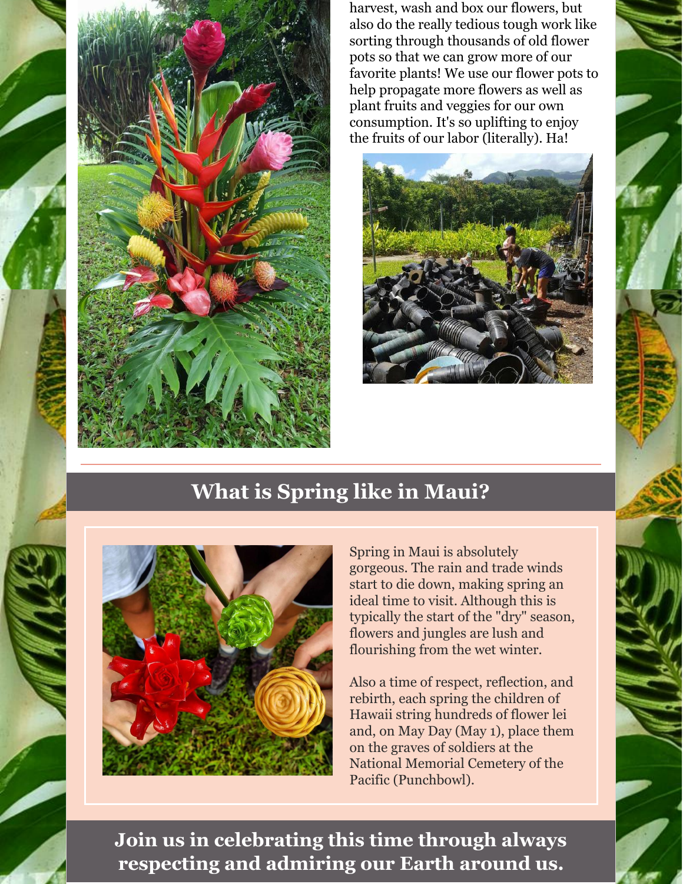harvest, wash and box our flowers, but also do the really tedious tough work like sorting through thousands of old flower pots so that we can grow more of our favorite plants! We use our flower pots to help propagate more flowers as well as plant fruits and veggies for our own consumption. It's so uplifting to enjoy the fruits of our labor (literally). Ha!

## What is Spring like in Maui?

Spring in Maui is absolutely gorgeous. The rain and trade winds start to die down, making spring an ideal time to visit. Although this is typically the start of the "dry" season, flowers and jungles are lush and flourishing from the wet winter.

Also a time of respect, reflection, and rebirth, each spring the children of Hawaii string hundreds of flower lei and, on May Day (May 1), place them on the graves of soldiers at the National Memorial Cemetery of the Pacific (Punchbowl).

## Join us in celebrating this time through always respecting and admiring our Earth around us.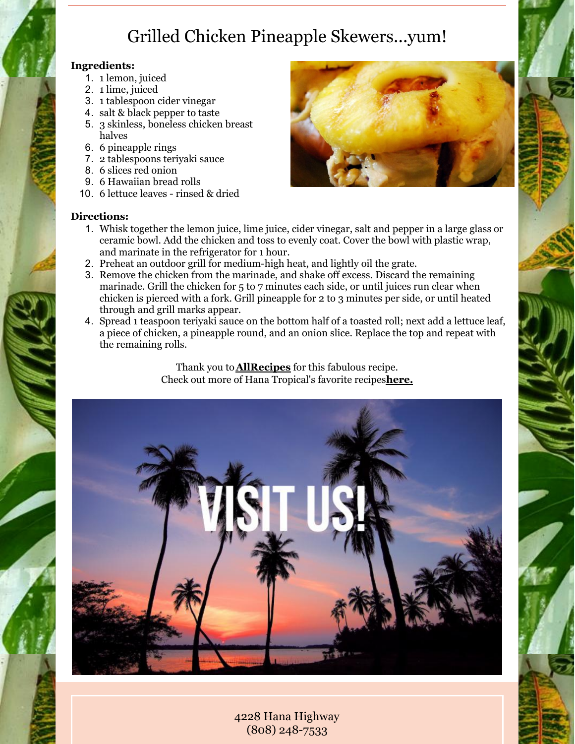# Grilled Chicken Pineapple Skewers...yum!

**Ingredients:**

1. 1 lemon, juiced
2. 1 lime, juiced
3. 1 tablespoon cider vinegar
4. salt & black pepper to taste
5. 3 skinless, boneless chicken breast halves
6. 6 pineapple rings
7. 2 tablespoons teriyaki sauce
8. 6 slices red onion
9. 6 Hawaiian bread rolls
10. 6 lettuce leaves - rinsed & dried

**Directions:**

1. Whisk together the lemon juice, lime juice, cider vinegar, salt and pepper in a large glass or ceramic bowl. Add the chicken and toss to evenly coat. Cover the bowl with plastic wrap, and marinate in the refrigerator for 1 hour.
2. Preheat an outdoor grill for medium-high heat, and lightly oil the grate.
3. Remove the chicken from the marinade, and shake off excess. Discard the remaining marinade. Grill the chicken for 5 to 7 minutes each side, or until juices run clear when chicken is pierced with a fork. Grill pineapple for 2 to 3 minutes per side, or until heated through and grill marks appear.
4. Spread 1 teaspoon teriyaki sauce on the bottom half of a toasted roll; next add a lettuce leaf, a piece of chicken, a pineapple round, and an onion slice. Replace the top and repeat with the remaining rolls.

Thank you to **AllRecipes** for this fabulous recipe.
Check out more of Hana Tropical's favorite recipes **here.**

4228 Hana Highway
(808) 248-7533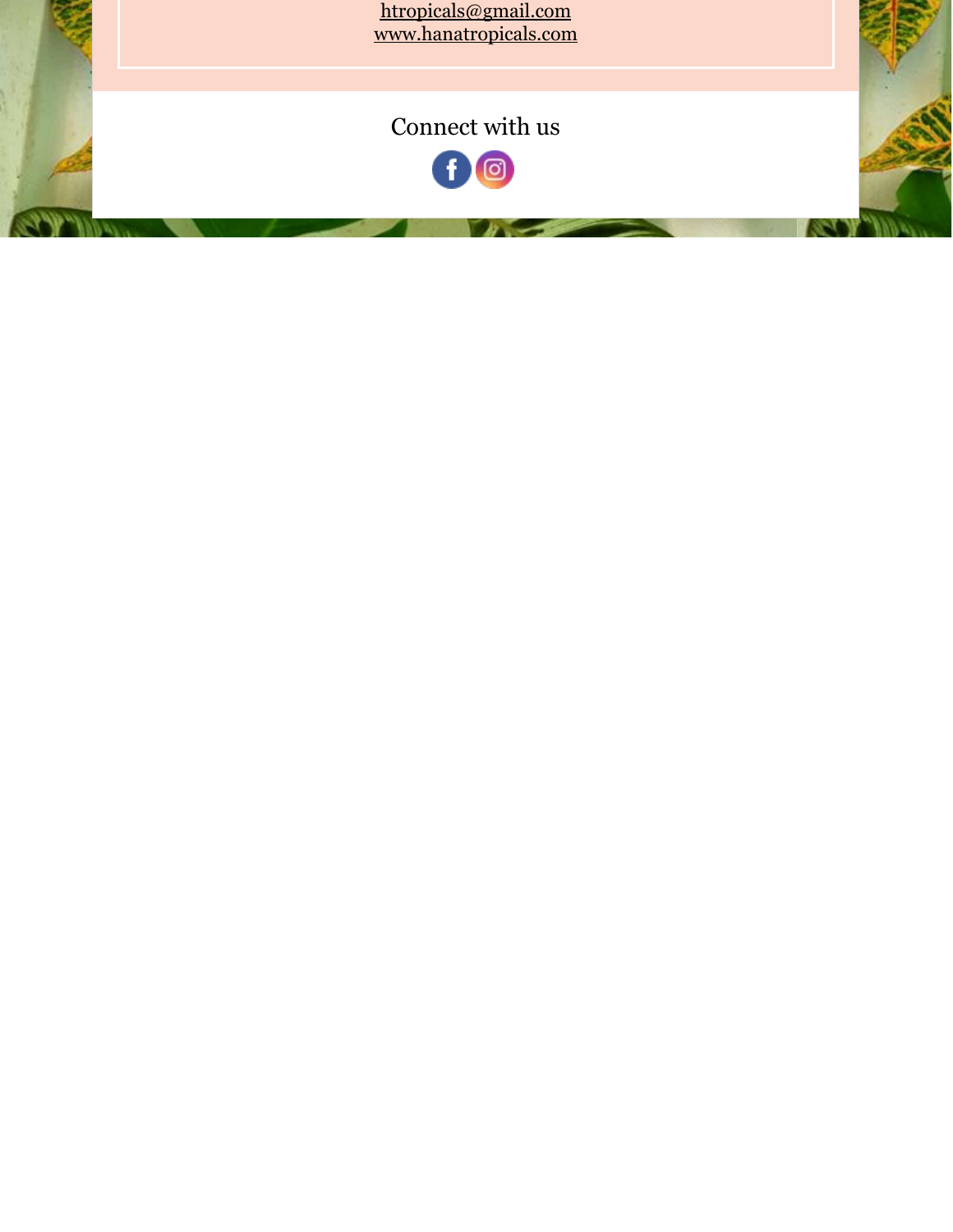[htropicals@gmail.com](mailto:htropicals@gmail.com)
[www.hanatropicals.com](http://www.hanatropicals.com)

Connect with us